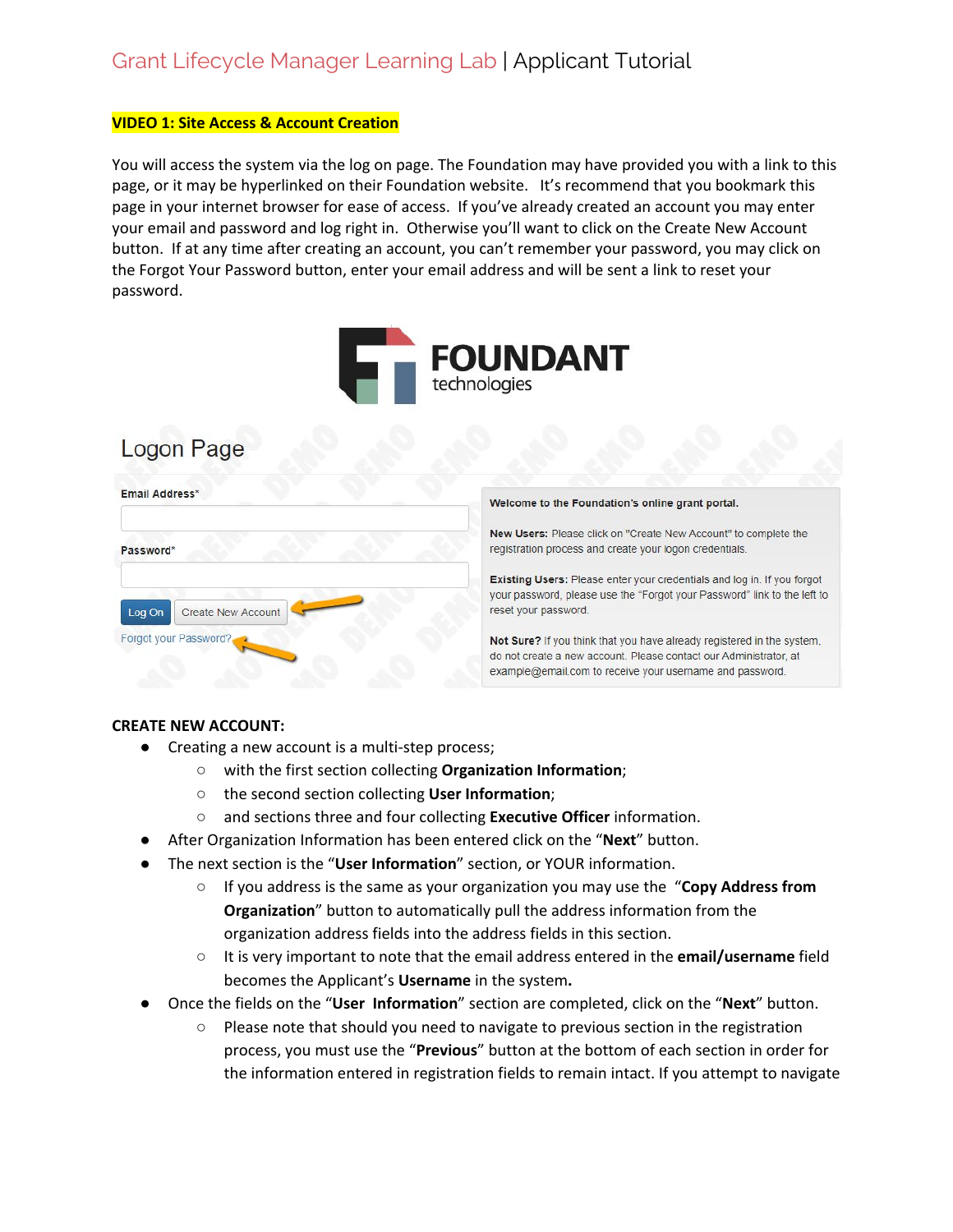# Grant Lifecycle Manager Learning Lab | Applicant Tutorial

**VIDEO 1: Site Access & Account Creation**

You will access the system via the log on page. The Foundation may have provided you with a link to this page, or it may be hyperlinked on their Foundation website. It's recommend that you bookmark this page in your internet browser for ease of access. If you've already created an account you may enter your email and password and log right in. Otherwise you'll want to click on the Create New Account button. If at any time after creating an account, you can't remember your password, you may click on the Forgot Your Password button, enter your email address and will be sent a link to reset your password.

**CREATE NEW ACCOUNT:**

- Creating a new account is a multi-step process;
  - with the first section collecting **Organization Information**;
  - the second section collecting **User Information**;
  - and sections three and four collecting **Executive Officer** information.
- After Organization Information has been entered click on the "**Next**" button.
- The next section is the "**User Information**" section, or YOUR information.
  - If you address is the same as your organization you may use the "**Copy Address from Organization**" button to automatically pull the address information from the organization address fields into the address fields in this section.
  - It is very important to note that the email address entered in the **email/username** field becomes the Applicant's **Username** in the system**.**
- Once the fields on the "**User Information**" section are completed, click on the "**Next**" button.
  - Please note that should you need to navigate to previous section in the registration process, you must use the "**Previous**" button at the bottom of each section in order for the information entered in registration fields to remain intact. If you attempt to navigate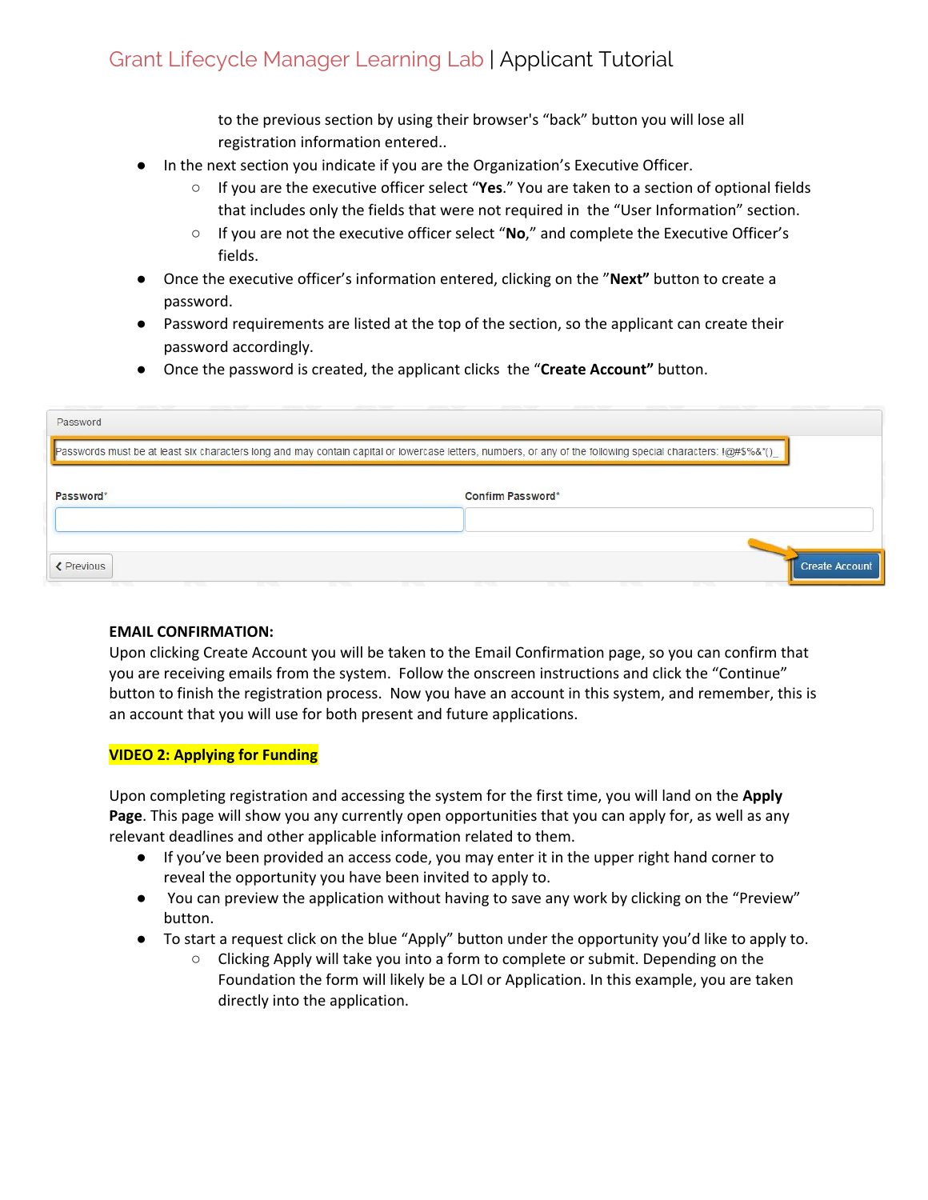to the previous section by using their browser's "back" button you will lose all registration information entered..

- In the next section you indicate if you are the Organization's Executive Officer.
    - If you are the executive officer select "**Yes**." You are taken to a section of optional fields that includes only the fields that were not required in the "User Information" section.
    - If you are not the executive officer select "**No**," and complete the Executive Officer's fields.
- Once the executive officer's information entered, clicking on the "**Next"** button to create a password.
- Password requirements are listed at the top of the section, so the applicant can create their password accordingly.
- Once the password is created, the applicant clicks the "**Create Account"** button.

Password

Passwords must be at least six characters long and may contain capital or lowercase letters, numbers, or any of the following special characters: !@#$%&*()_

Password* Confirm Password*

Previous Create Account

**EMAIL CONFIRMATION:**
Upon clicking Create Account you will be taken to the Email Confirmation page, so you can confirm that you are receiving emails from the system. Follow the onscreen instructions and click the "Continue" button to finish the registration process. Now you have an account in this system, and remember, this is an account that you will use for both present and future applications.

**VIDEO 2: Applying for Funding**

Upon completing registration and accessing the system for the first time, you will land on the **Apply Page**. This page will show you any currently open opportunities that you can apply for, as well as any relevant deadlines and other applicable information related to them.

- If you've been provided an access code, you may enter it in the upper right hand corner to reveal the opportunity you have been invited to apply to.
- You can preview the application without having to save any work by clicking on the "Preview" button.
- To start a request click on the blue "Apply" button under the opportunity you'd like to apply to.
    - Clicking Apply will take you into a form to complete or submit. Depending on the Foundation the form will likely be a LOI or Application. In this example, you are taken directly into the application.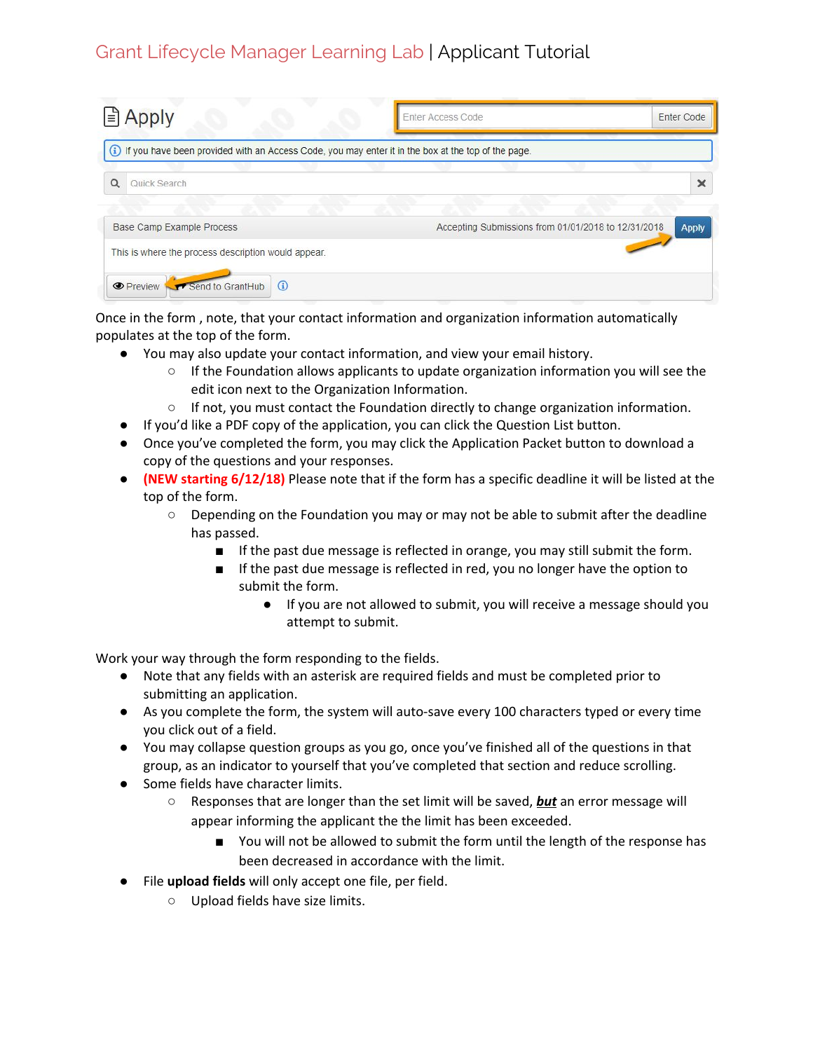Once in the form , note, that your contact information and organization information automatically populates at the top of the form.

- You may also update your contact information, and view your email history.
  - If the Foundation allows applicants to update organization information you will see the edit icon next to the Organization Information.
  - If not, you must contact the Foundation directly to change organization information.
- If you'd like a PDF copy of the application, you can click the Question List button.
- Once you've completed the form, you may click the Application Packet button to download a copy of the questions and your responses.
- **(NEW starting 6/12/18)** Please note that if the form has a specific deadline it will be listed at the top of the form.
  - Depending on the Foundation you may or may not be able to submit after the deadline has passed.
    - If the past due message is reflected in orange, you may still submit the form.
    - If the past due message is reflected in red, you no longer have the option to submit the form.
      - If you are not allowed to submit, you will receive a message should you attempt to submit.

Work your way through the form responding to the fields.

- Note that any fields with an asterisk are required fields and must be completed prior to submitting an application.
- As you complete the form, the system will auto-save every 100 characters typed or every time you click out of a field.
- You may collapse question groups as you go, once you've finished all of the questions in that group, as an indicator to yourself that you've completed that section and reduce scrolling.
- Some fields have character limits.
  - Responses that are longer than the set limit will be saved, ***but*** an error message will appear informing the applicant the the limit has been exceeded.
    - You will not be allowed to submit the form until the length of the response has been decreased in accordance with the limit.
- File **upload fields** will only accept one file, per field.
  - Upload fields have size limits.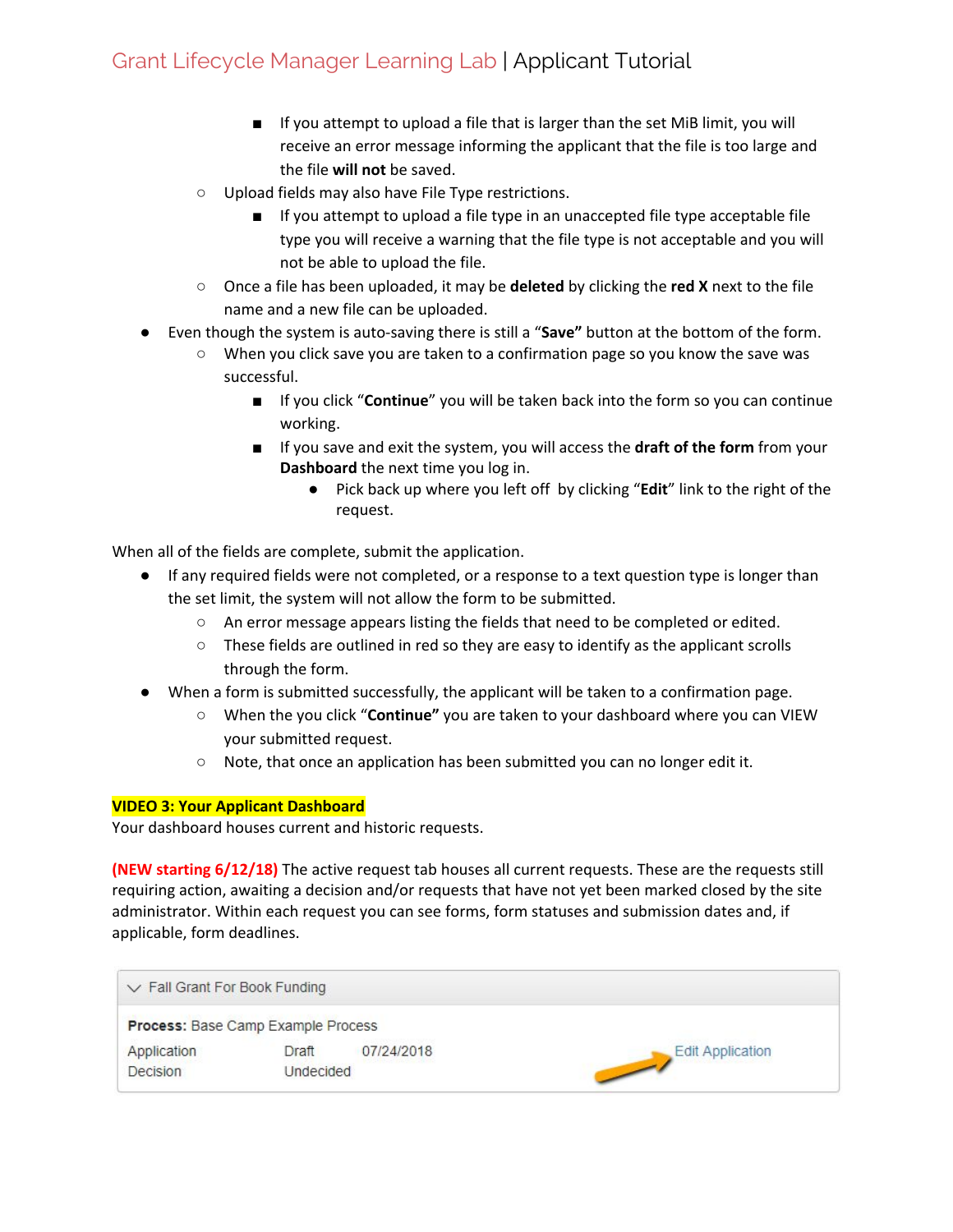- If you attempt to upload a file that is larger than the set MiB limit, you will receive an error message informing the applicant that the file is too large and the file **will not** be saved.
  - Upload fields may also have File Type restrictions.
    - If you attempt to upload a file type in an unaccepted file type acceptable file type you will receive a warning that the file type is not acceptable and you will not be able to upload the file.
  - Once a file has been uploaded, it may be **deleted** by clicking the **red X** next to the file name and a new file can be uploaded.
- Even though the system is auto-saving there is still a "**Save"** button at the bottom of the form.
  - When you click save you are taken to a confirmation page so you know the save was successful.
    - If you click "**Continue**" you will be taken back into the form so you can continue working.
    - If you save and exit the system, you will access the **draft of the form** from your **Dashboard** the next time you log in.
      - Pick back up where you left off by clicking "**Edit**" link to the right of the request.

When all of the fields are complete, submit the application.

- If any required fields were not completed, or a response to a text question type is longer than the set limit, the system will not allow the form to be submitted.
  - An error message appears listing the fields that need to be completed or edited.
  - These fields are outlined in red so they are easy to identify as the applicant scrolls through the form.
- When a form is submitted successfully, the applicant will be taken to a confirmation page.
  - When the you click "**Continue"** you are taken to your dashboard where you can VIEW your submitted request.
  - Note, that once an application has been submitted you can no longer edit it.

**VIDEO 3: Your Applicant Dashboard**

Your dashboard houses current and historic requests.

**(NEW starting 6/12/18)** The active request tab houses all current requests. These are the requests still requiring action, awaiting a decision and/or requests that have not yet been marked closed by the site administrator. Within each request you can see forms, form statuses and submission dates and, if applicable, form deadlines.

Fall Grant For Book Funding

**Process:** Base Camp Example Process

| Application | Draft | 07/24/2018 | Edit Application |
|---|---|---|---|
| Decision | Undecided | | |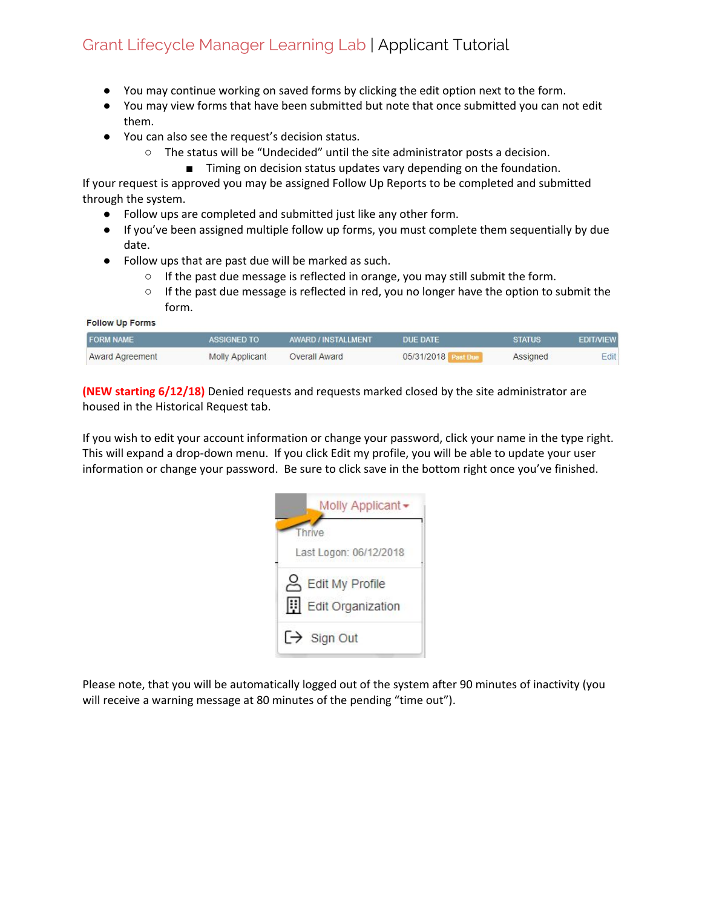- You may continue working on saved forms by clicking the edit option next to the form.
- You may view forms that have been submitted but note that once submitted you can not edit them.
- You can also see the request's decision status.
  - The status will be "Undecided" until the site administrator posts a decision.
    - Timing on decision status updates vary depending on the foundation.

If your request is approved you may be assigned Follow Up Reports to be completed and submitted through the system.

- Follow ups are completed and submitted just like any other form.
- If you've been assigned multiple follow up forms, you must complete them sequentially by due date.
- Follow ups that are past due will be marked as such.
  - If the past due message is reflected in orange, you may still submit the form.
  - If the past due message is reflected in red, you no longer have the option to submit the form.

**Follow Up Forms**

| FORM NAME | ASSIGNED TO | AWARD / INSTALLMENT | DUE DATE | STATUS | EDIT/VIEW |
|---|---|---|---|---|---|
| Award Agreement | Molly Applicant | Overall Award | 05/31/2018 Past Due | Assigned | Edit |

**(NEW starting 6/12/18)** Denied requests and requests marked closed by the site administrator are housed in the Historical Request tab.

If you wish to edit your account information or change your password, click your name in the type right. This will expand a drop-down menu. If you click Edit my profile, you will be able to update your user information or change your password. Be sure to click save in the bottom right once you've finished.

Molly Applicant
Thrive
Last Logon: 06/12/2018
Edit My Profile
Edit Organization
Sign Out

Please note, that you will be automatically logged out of the system after 90 minutes of inactivity (you will receive a warning message at 80 minutes of the pending "time out").